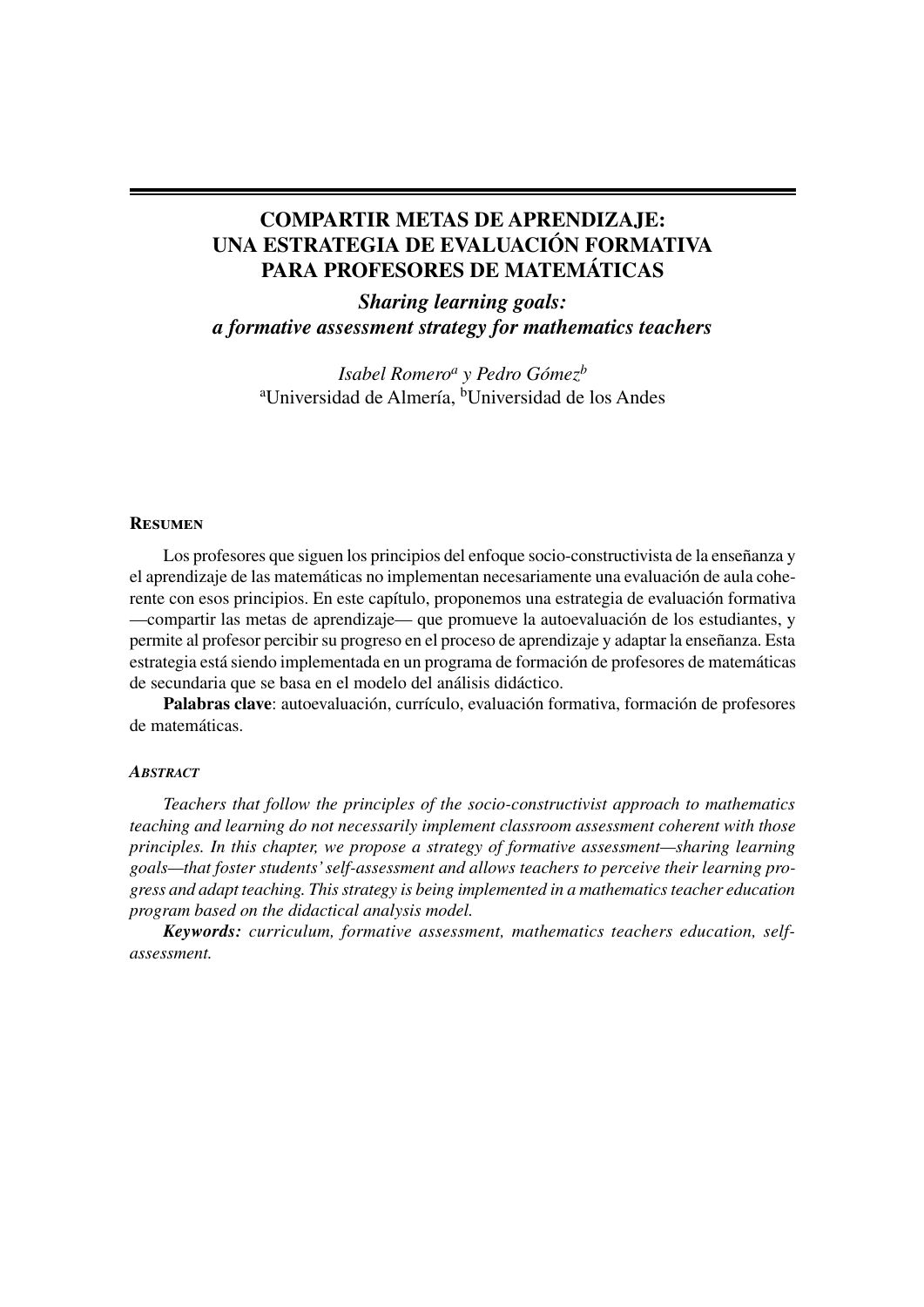# COMPARTIR METAS DE APRENDIZAJE: UNA ESTRATEGIA DE EVALUACIÓN FORMATIVA PARA PROFESORES DE MATEMÁTICAS

## *Sharing learning goals: a formative assessment strategy for mathematics teachers*

*Isabel Romero*[a] *y Pedro Gómez*[b]
[a]Universidad de Almería, [b]Universidad de los Andes

### Resumen

Los profesores que siguen los principios del enfoque socio-constructivista de la enseñanza y el aprendizaje de las matemáticas no implementan necesariamente una evaluación de aula coherente con esos principios. En este capítulo, proponemos una estrategia de evaluación formativa —compartir las metas de aprendizaje— que promueve la autoevaluación de los estudiantes, y permite al profesor percibir su progreso en el proceso de aprendizaje y adaptar la enseñanza. Esta estrategia está siendo implementada en un programa de formación de profesores de matemáticas de secundaria que se basa en el modelo del análisis didáctico.

**Palabras clave**: autoevaluación, currículo, evaluación formativa, formación de profesores de matemáticas.

### *Abstract*

*Teachers that follow the principles of the socio-constructivist approach to mathematics teaching and learning do not necessarily implement classroom assessment coherent with those principles. In this chapter, we propose a strategy of formative assessment—sharing learning goals—that foster students' self-assessment and allows teachers to perceive their learning progress and adapt teaching. This strategy is being implemented in a mathematics teacher education program based on the didactical analysis model.*

***Keywords:*** *curriculum, formative assessment, mathematics teachers education, self-assessment.*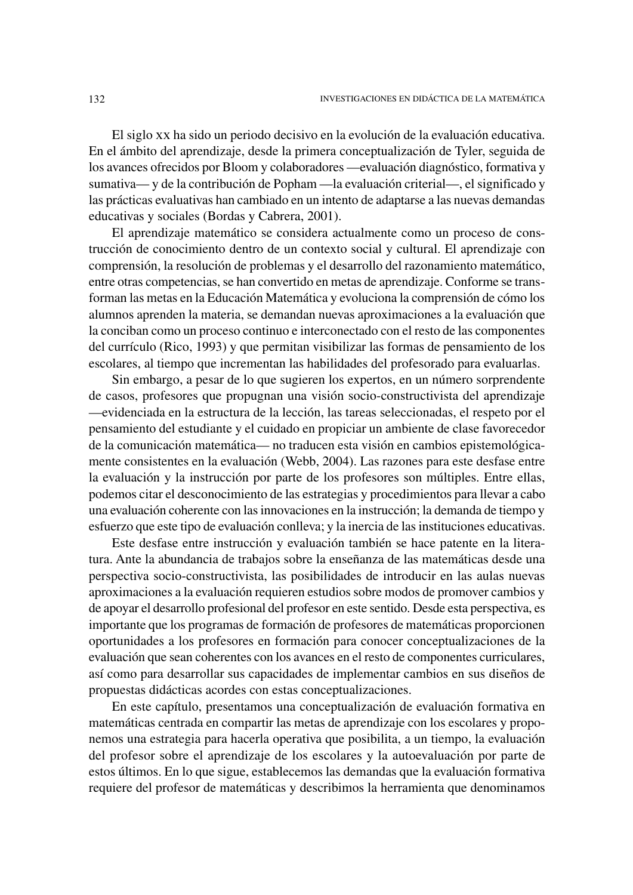El siglo XX ha sido un periodo decisivo en la evolución de la evaluación educativa. En el ámbito del aprendizaje, desde la primera conceptualización de Tyler, seguida de los avances ofrecidos por Bloom y colaboradores —evaluación diagnóstico, formativa y sumativa— y de la contribución de Popham —la evaluación criterial—, el significado y las prácticas evaluativas han cambiado en un intento de adaptarse a las nuevas demandas educativas y sociales (Bordas y Cabrera, 2001).

El aprendizaje matemático se considera actualmente como un proceso de construcción de conocimiento dentro de un contexto social y cultural. El aprendizaje con comprensión, la resolución de problemas y el desarrollo del razonamiento matemático, entre otras competencias, se han convertido en metas de aprendizaje. Conforme se transforman las metas en la Educación Matemática y evoluciona la comprensión de cómo los alumnos aprenden la materia, se demandan nuevas aproximaciones a la evaluación que la conciban como un proceso continuo e interconectado con el resto de las componentes del currículo (Rico, 1993) y que permitan visibilizar las formas de pensamiento de los escolares, al tiempo que incrementan las habilidades del profesorado para evaluarlas.

Sin embargo, a pesar de lo que sugieren los expertos, en un número sorprendente de casos, profesores que propugnan una visión socio-constructivista del aprendizaje —evidenciada en la estructura de la lección, las tareas seleccionadas, el respeto por el pensamiento del estudiante y el cuidado en propiciar un ambiente de clase favorecedor de la comunicación matemática— no traducen esta visión en cambios epistemológicamente consistentes en la evaluación (Webb, 2004). Las razones para este desfase entre la evaluación y la instrucción por parte de los profesores son múltiples. Entre ellas, podemos citar el desconocimiento de las estrategias y procedimientos para llevar a cabo una evaluación coherente con las innovaciones en la instrucción; la demanda de tiempo y esfuerzo que este tipo de evaluación conlleva; y la inercia de las instituciones educativas.

Este desfase entre instrucción y evaluación también se hace patente en la literatura. Ante la abundancia de trabajos sobre la enseñanza de las matemáticas desde una perspectiva socio-constructivista, las posibilidades de introducir en las aulas nuevas aproximaciones a la evaluación requieren estudios sobre modos de promover cambios y de apoyar el desarrollo profesional del profesor en este sentido. Desde esta perspectiva, es importante que los programas de formación de profesores de matemáticas proporcionen oportunidades a los profesores en formación para conocer conceptualizaciones de la evaluación que sean coherentes con los avances en el resto de componentes curriculares, así como para desarrollar sus capacidades de implementar cambios en sus diseños de propuestas didácticas acordes con estas conceptualizaciones.

En este capítulo, presentamos una conceptualización de evaluación formativa en matemáticas centrada en compartir las metas de aprendizaje con los escolares y proponemos una estrategia para hacerla operativa que posibilita, a un tiempo, la evaluación del profesor sobre el aprendizaje de los escolares y la autoevaluación por parte de estos últimos. En lo que sigue, establecemos las demandas que la evaluación formativa requiere del profesor de matemáticas y describimos la herramienta que denominamos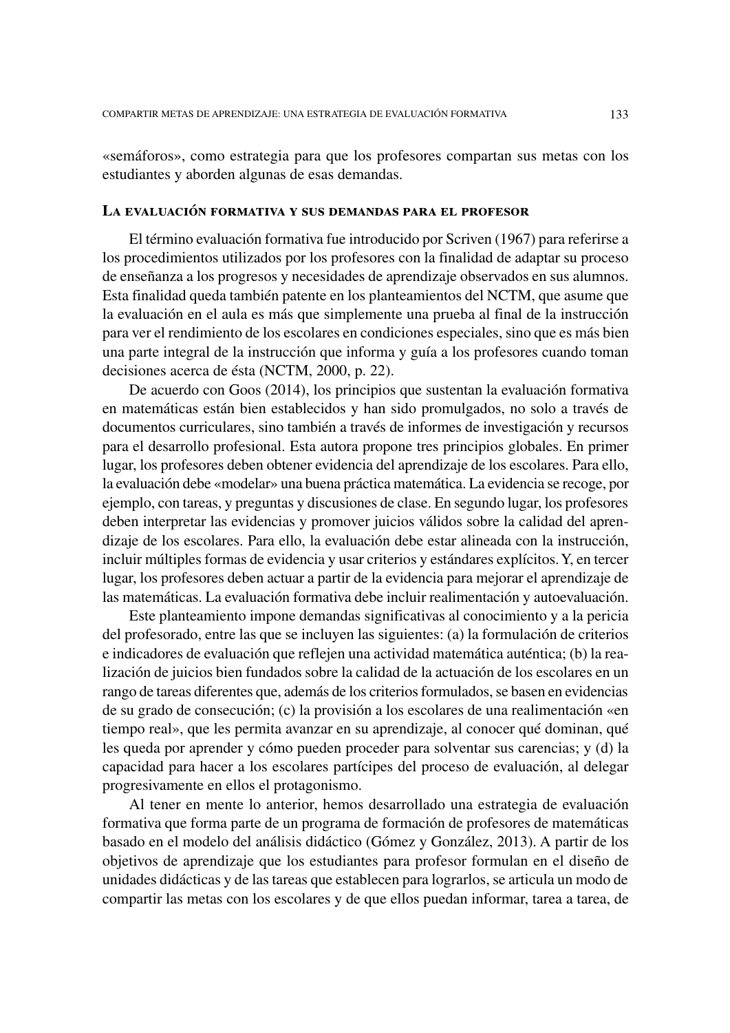«semáforos», como estrategia para que los profesores compartan sus metas con los estudiantes y aborden algunas de esas demandas.

## La evaluación formativa y sus demandas para el profesor

El término evaluación formativa fue introducido por Scriven (1967) para referirse a los procedimientos utilizados por los profesores con la finalidad de adaptar su proceso de enseñanza a los progresos y necesidades de aprendizaje observados en sus alumnos. Esta finalidad queda también patente en los planteamientos del NCTM, que asume que la evaluación en el aula es más que simplemente una prueba al final de la instrucción para ver el rendimiento de los escolares en condiciones especiales, sino que es más bien una parte integral de la instrucción que informa y guía a los profesores cuando toman decisiones acerca de ésta (NCTM, 2000, p. 22).

De acuerdo con Goos (2014), los principios que sustentan la evaluación formativa en matemáticas están bien establecidos y han sido promulgados, no solo a través de documentos curriculares, sino también a través de informes de investigación y recursos para el desarrollo profesional. Esta autora propone tres principios globales. En primer lugar, los profesores deben obtener evidencia del aprendizaje de los escolares. Para ello, la evaluación debe «modelar» una buena práctica matemática. La evidencia se recoge, por ejemplo, con tareas, y preguntas y discusiones de clase. En segundo lugar, los profesores deben interpretar las evidencias y promover juicios válidos sobre la calidad del aprendizaje de los escolares. Para ello, la evaluación debe estar alineada con la instrucción, incluir múltiples formas de evidencia y usar criterios y estándares explícitos. Y, en tercer lugar, los profesores deben actuar a partir de la evidencia para mejorar el aprendizaje de las matemáticas. La evaluación formativa debe incluir realimentación y autoevaluación.

Este planteamiento impone demandas significativas al conocimiento y a la pericia del profesorado, entre las que se incluyen las siguientes: (a) la formulación de criterios e indicadores de evaluación que reflejen una actividad matemática auténtica; (b) la realización de juicios bien fundados sobre la calidad de la actuación de los escolares en un rango de tareas diferentes que, además de los criterios formulados, se basen en evidencias de su grado de consecución; (c) la provisión a los escolares de una realimentación «en tiempo real», que les permita avanzar en su aprendizaje, al conocer qué dominan, qué les queda por aprender y cómo pueden proceder para solventar sus carencias; y (d) la capacidad para hacer a los escolares partícipes del proceso de evaluación, al delegar progresivamente en ellos el protagonismo.

Al tener en mente lo anterior, hemos desarrollado una estrategia de evaluación formativa que forma parte de un programa de formación de profesores de matemáticas basado en el modelo del análisis didáctico (Gómez y González, 2013). A partir de los objetivos de aprendizaje que los estudiantes para profesor formulan en el diseño de unidades didácticas y de las tareas que establecen para lograrlos, se articula un modo de compartir las metas con los escolares y de que ellos puedan informar, tarea a tarea, de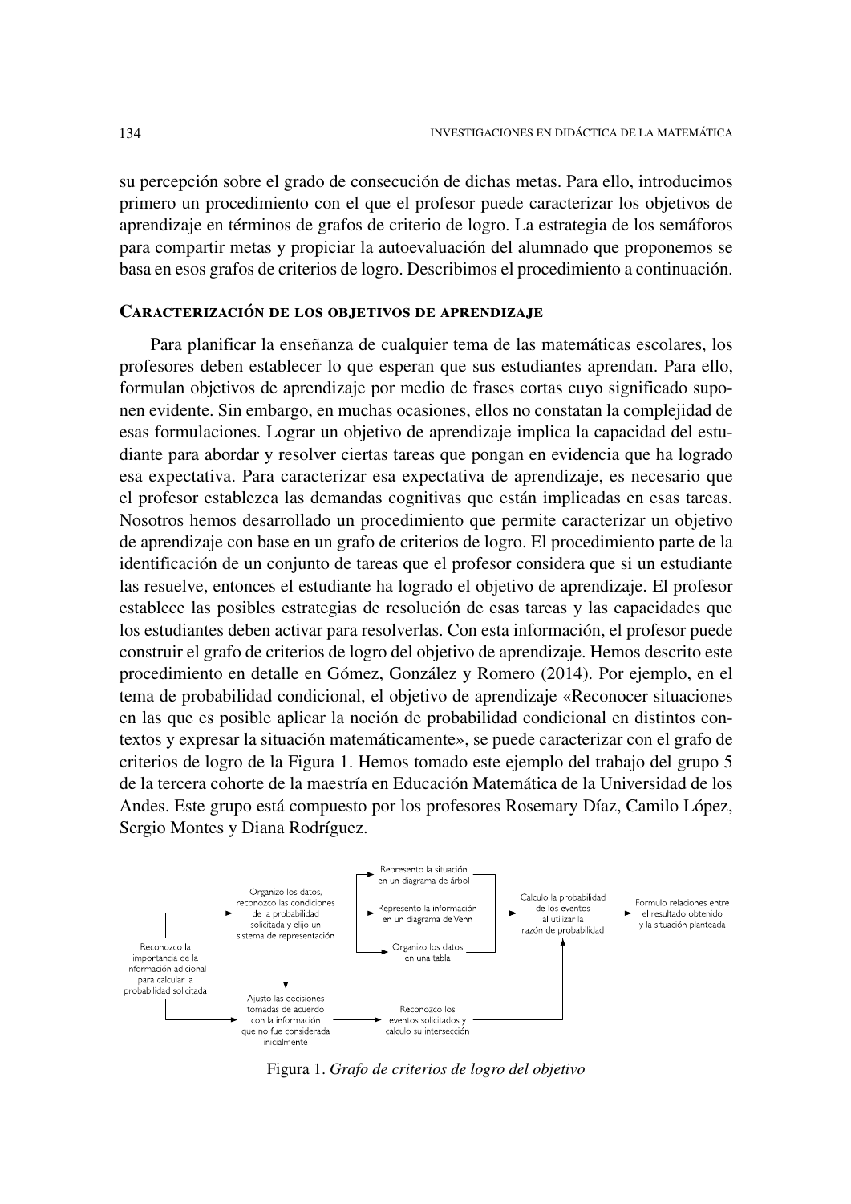su percepción sobre el grado de consecución de dichas metas. Para ello, introducimos primero un procedimiento con el que el profesor puede caracterizar los objetivos de aprendizaje en términos de grafos de criterio de logro. La estrategia de los semáforos para compartir metas y propiciar la autoevaluación del alumnado que proponemos se basa en esos grafos de criterios de logro. Describimos el procedimiento a continuación.

### Caracterización de los objetivos de aprendizaje

Para planificar la enseñanza de cualquier tema de las matemáticas escolares, los profesores deben establecer lo que esperan que sus estudiantes aprendan. Para ello, formulan objetivos de aprendizaje por medio de frases cortas cuyo significado suponen evidente. Sin embargo, en muchas ocasiones, ellos no constatan la complejidad de esas formulaciones. Lograr un objetivo de aprendizaje implica la capacidad del estudiante para abordar y resolver ciertas tareas que pongan en evidencia que ha logrado esa expectativa. Para caracterizar esa expectativa de aprendizaje, es necesario que el profesor establezca las demandas cognitivas que están implicadas en esas tareas. Nosotros hemos desarrollado un procedimiento que permite caracterizar un objetivo de aprendizaje con base en un grafo de criterios de logro. El procedimiento parte de la identificación de un conjunto de tareas que el profesor considera que si un estudiante las resuelve, entonces el estudiante ha logrado el objetivo de aprendizaje. El profesor establece las posibles estrategias de resolución de esas tareas y las capacidades que los estudiantes deben activar para resolverlas. Con esta información, el profesor puede construir el grafo de criterios de logro del objetivo de aprendizaje. Hemos descrito este procedimiento en detalle en Gómez, González y Romero (2014). Por ejemplo, en el tema de probabilidad condicional, el objetivo de aprendizaje «Reconocer situaciones en las que es posible aplicar la noción de probabilidad condicional en distintos contextos y expresar la situación matemáticamente», se puede caracterizar con el grafo de criterios de logro de la Figura 1. Hemos tomado este ejemplo del trabajo del grupo 5 de la tercera cohorte de la maestría en Educación Matemática de la Universidad de los Andes. Este grupo está compuesto por los profesores Rosemary Díaz, Camilo López, Sergio Montes y Diana Rodríguez.

Reconozco la importancia de la información adicional para calcular la probabilidad solicitada → Organizo los datos, reconozco las condiciones de la probabilidad solicitada y elijo un sistema de representación → {Represento la situación en un diagrama de árbol | Represento la información en un diagrama de Venn | Organizo los datos en una tabla} → Calculo la probabilidad de los eventos al utilizar la razón de probabilidad → Formulo relaciones entre el resultado obtenido y la situación planteada

Reconozco la importancia de la información adicional para calcular la probabilidad solicitada → Ajusto las decisiones tomadas de acuerdo con la información que no fue considerada inicialmente → Reconozco los eventos solicitados y calculo su intersección → Calculo la probabilidad de los eventos al utilizar la razón de probabilidad

Organizo los datos, reconozco las condiciones de la probabilidad solicitada y elijo un sistema de representación → Ajusto las decisiones tomadas de acuerdo con la información que no fue considerada inicialmente

Figura 1. *Grafo de criterios de logro del objetivo*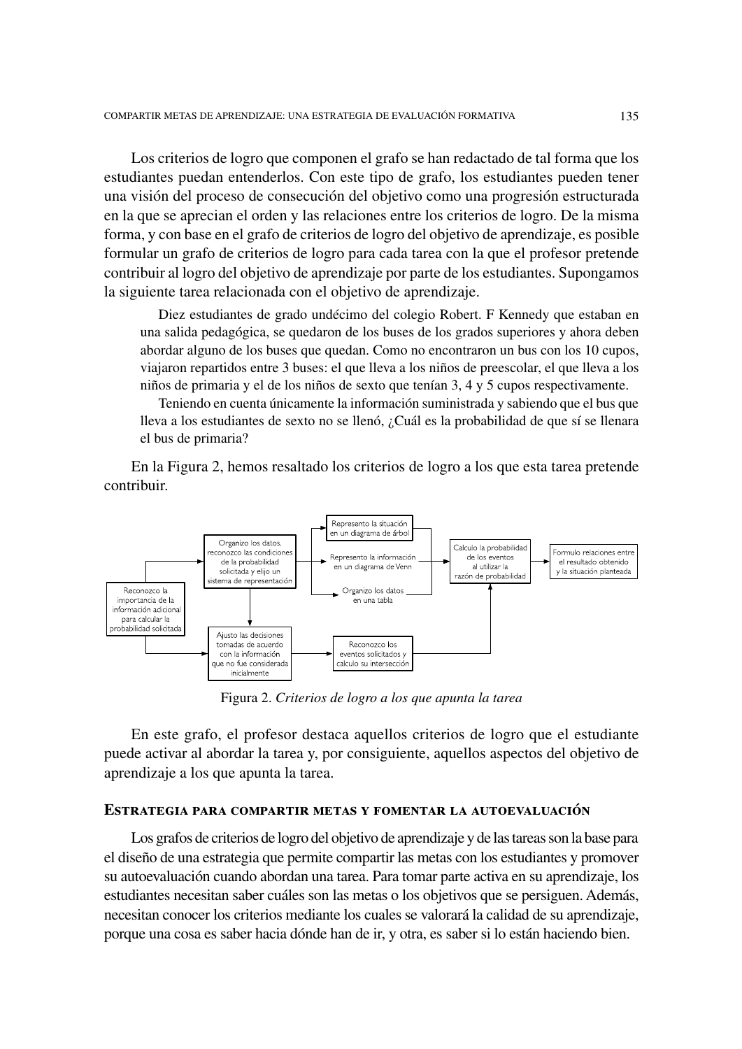Los criterios de logro que componen el grafo se han redactado de tal forma que los estudiantes puedan entenderlos. Con este tipo de grafo, los estudiantes pueden tener una visión del proceso de consecución del objetivo como una progresión estructurada en la que se aprecian el orden y las relaciones entre los criterios de logro. De la misma forma, y con base en el grafo de criterios de logro del objetivo de aprendizaje, es posible formular un grafo de criterios de logro para cada tarea con la que el profesor pretende contribuir al logro del objetivo de aprendizaje por parte de los estudiantes. Supongamos la siguiente tarea relacionada con el objetivo de aprendizaje.

> Diez estudiantes de grado undécimo del colegio Robert. F Kennedy que estaban en una salida pedagógica, se quedaron de los buses de los grados superiores y ahora deben abordar alguno de los buses que quedan. Como no encontraron un bus con los 10 cupos, viajaron repartidos entre 3 buses: el que lleva a los niños de preescolar, el que lleva a los niños de primaria y el de los niños de sexto que tenían 3, 4 y 5 cupos respectivamente.
>
> Teniendo en cuenta únicamente la información suministrada y sabiendo que el bus que lleva a los estudiantes de sexto no se llenó, ¿Cuál es la probabilidad de que sí se llenara el bus de primaria?

En la Figura 2, hemos resaltado los criterios de logro a los que esta tarea pretende contribuir.

Reconozco la importancia de la información adicional para calcular la probabilidad solicitada → Organizo los datos, reconozco las condiciones de la probabilidad solicitada y elijo un sistema de representación → Represento la situación en un diagrama de árbol / Represento la información en un diagrama de Venn / Organizo los datos en una tabla → Calculo la probabilidad de los eventos al utilizar la razón de probabilidad → Formulo relaciones entre el resultado obtenido y la situación planteada

Reconozco la importancia de la información adicional para calcular la probabilidad solicitada → Ajusto las decisiones tomadas de acuerdo con la información que no fue considerada inicialmente → Reconozco los eventos solicitados y calculo su intersección → Calculo la probabilidad de los eventos al utilizar la razón de probabilidad

Organizo los datos, reconozco las condiciones de la probabilidad solicitada y elijo un sistema de representación → Ajusto las decisiones tomadas de acuerdo con la información que no fue considerada inicialmente

Figura 2. *Criterios de logro a los que apunta la tarea*

En este grafo, el profesor destaca aquellos criterios de logro que el estudiante puede activar al abordar la tarea y, por consiguiente, aquellos aspectos del objetivo de aprendizaje a los que apunta la tarea.

## Estrategia para compartir metas y fomentar la autoevaluación

Los grafos de criterios de logro del objetivo de aprendizaje y de las tareas son la base para el diseño de una estrategia que permite compartir las metas con los estudiantes y promover su autoevaluación cuando abordan una tarea. Para tomar parte activa en su aprendizaje, los estudiantes necesitan saber cuáles son las metas o los objetivos que se persiguen. Además, necesitan conocer los criterios mediante los cuales se valorará la calidad de su aprendizaje, porque una cosa es saber hacia dónde han de ir, y otra, es saber si lo están haciendo bien.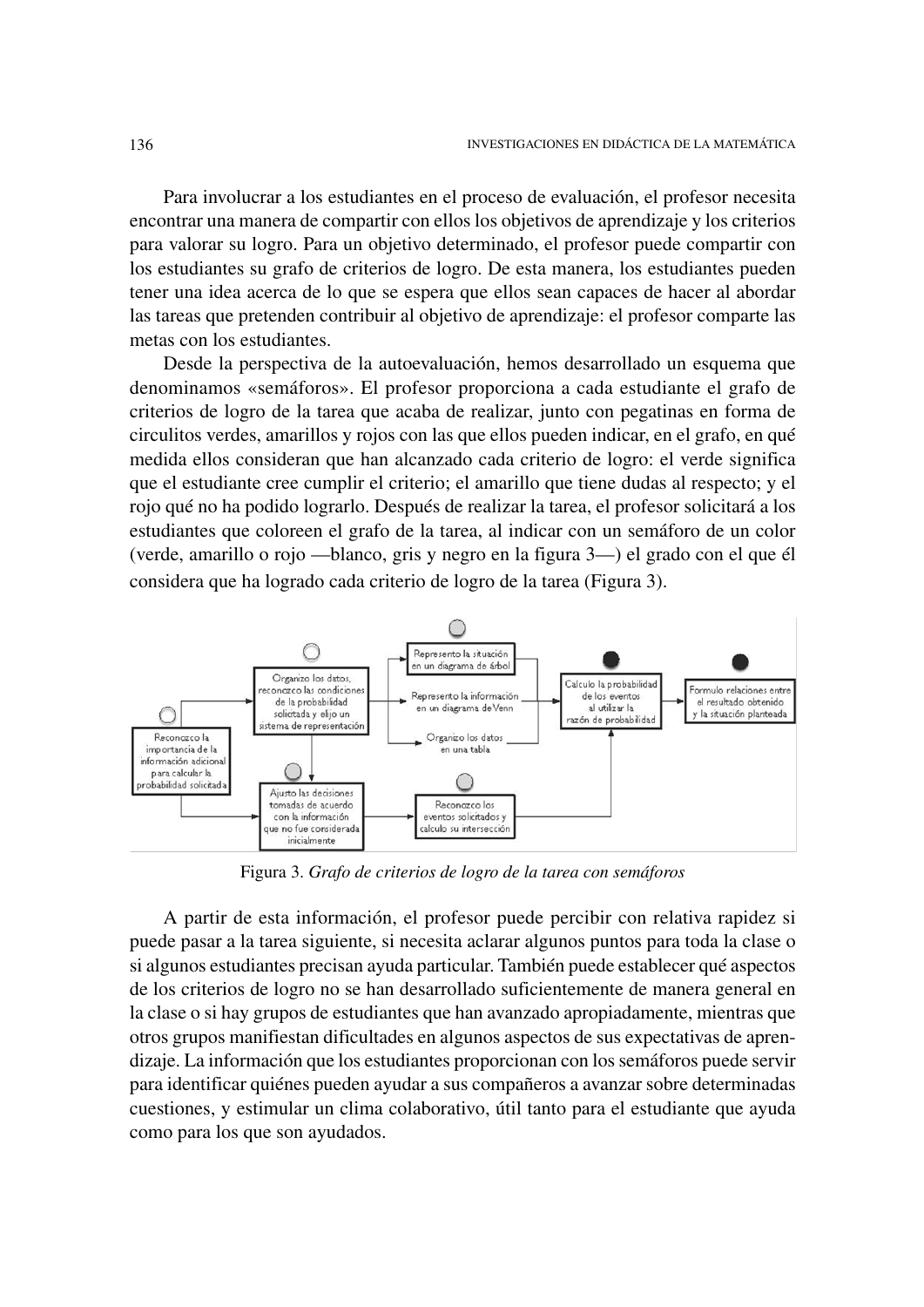Para involucrar a los estudiantes en el proceso de evaluación, el profesor necesita encontrar una manera de compartir con ellos los objetivos de aprendizaje y los criterios para valorar su logro. Para un objetivo determinado, el profesor puede compartir con los estudiantes su grafo de criterios de logro. De esta manera, los estudiantes pueden tener una idea acerca de lo que se espera que ellos sean capaces de hacer al abordar las tareas que pretenden contribuir al objetivo de aprendizaje: el profesor comparte las metas con los estudiantes.

Desde la perspectiva de la autoevaluación, hemos desarrollado un esquema que denominamos «semáforos». El profesor proporciona a cada estudiante el grafo de criterios de logro de la tarea que acaba de realizar, junto con pegatinas en forma de circulitos verdes, amarillos y rojos con las que ellos pueden indicar, en el grafo, en qué medida ellos consideran que han alcanzado cada criterio de logro: el verde significa que el estudiante cree cumplir el criterio; el amarillo que tiene dudas al respecto; y el rojo qué no ha podido lograrlo. Después de realizar la tarea, el profesor solicitará a los estudiantes que coloreen el grafo de la tarea, al indicar con un semáforo de un color (verde, amarillo o rojo —blanco, gris y negro en la figura 3—) el grado con el que él considera que ha logrado cada criterio de logro de la tarea (Figura 3).

Figura 3. *Grafo de criterios de logro de la tarea con semáforos*

A partir de esta información, el profesor puede percibir con relativa rapidez si puede pasar a la tarea siguiente, si necesita aclarar algunos puntos para toda la clase o si algunos estudiantes precisan ayuda particular. También puede establecer qué aspectos de los criterios de logro no se han desarrollado suficientemente de manera general en la clase o si hay grupos de estudiantes que han avanzado apropiadamente, mientras que otros grupos manifiestan dificultades en algunos aspectos de sus expectativas de aprendizaje. La información que los estudiantes proporcionan con los semáforos puede servir para identificar quiénes pueden ayudar a sus compañeros a avanzar sobre determinadas cuestiones, y estimular un clima colaborativo, útil tanto para el estudiante que ayuda como para los que son ayudados.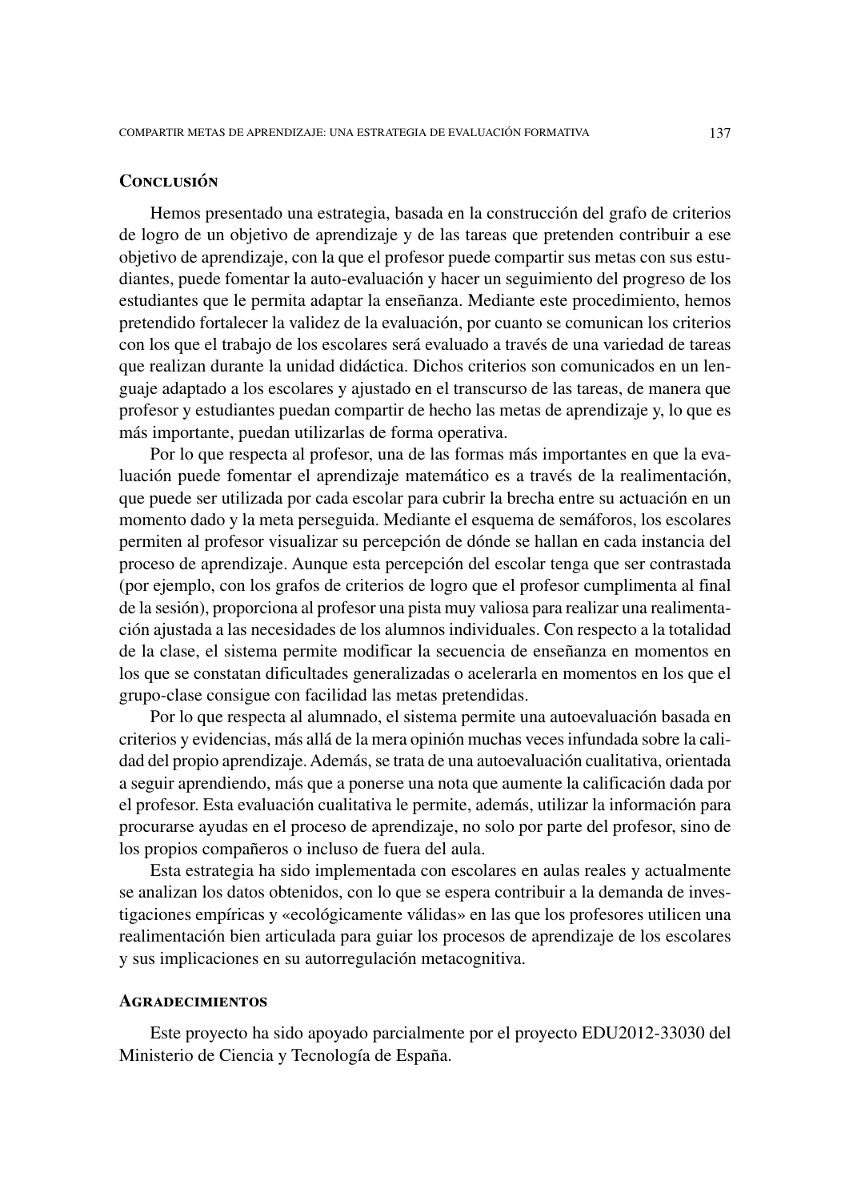## Conclusión

Hemos presentado una estrategia, basada en la construcción del grafo de criterios de logro de un objetivo de aprendizaje y de las tareas que pretenden contribuir a ese objetivo de aprendizaje, con la que el profesor puede compartir sus metas con sus estudiantes, puede fomentar la auto-evaluación y hacer un seguimiento del progreso de los estudiantes que le permita adaptar la enseñanza. Mediante este procedimiento, hemos pretendido fortalecer la validez de la evaluación, por cuanto se comunican los criterios con los que el trabajo de los escolares será evaluado a través de una variedad de tareas que realizan durante la unidad didáctica. Dichos criterios son comunicados en un lenguaje adaptado a los escolares y ajustado en el transcurso de las tareas, de manera que profesor y estudiantes puedan compartir de hecho las metas de aprendizaje y, lo que es más importante, puedan utilizarlas de forma operativa.

Por lo que respecta al profesor, una de las formas más importantes en que la evaluación puede fomentar el aprendizaje matemático es a través de la realimentación, que puede ser utilizada por cada escolar para cubrir la brecha entre su actuación en un momento dado y la meta perseguida. Mediante el esquema de semáforos, los escolares permiten al profesor visualizar su percepción de dónde se hallan en cada instancia del proceso de aprendizaje. Aunque esta percepción del escolar tenga que ser contrastada (por ejemplo, con los grafos de criterios de logro que el profesor cumplimenta al final de la sesión), proporciona al profesor una pista muy valiosa para realizar una realimentación ajustada a las necesidades de los alumnos individuales. Con respecto a la totalidad de la clase, el sistema permite modificar la secuencia de enseñanza en momentos en los que se constatan dificultades generalizadas o acelerarla en momentos en los que el grupo-clase consigue con facilidad las metas pretendidas.

Por lo que respecta al alumnado, el sistema permite una autoevaluación basada en criterios y evidencias, más allá de la mera opinión muchas veces infundada sobre la calidad del propio aprendizaje. Además, se trata de una autoevaluación cualitativa, orientada a seguir aprendiendo, más que a ponerse una nota que aumente la calificación dada por el profesor. Esta evaluación cualitativa le permite, además, utilizar la información para procurarse ayudas en el proceso de aprendizaje, no solo por parte del profesor, sino de los propios compañeros o incluso de fuera del aula.

Esta estrategia ha sido implementada con escolares en aulas reales y actualmente se analizan los datos obtenidos, con lo que se espera contribuir a la demanda de investigaciones empíricas y «ecológicamente válidas» en las que los profesores utilicen una realimentación bien articulada para guiar los procesos de aprendizaje de los escolares y sus implicaciones en su autorregulación metacognitiva.

## Agradecimientos

Este proyecto ha sido apoyado parcialmente por el proyecto EDU2012-33030 del Ministerio de Ciencia y Tecnología de España.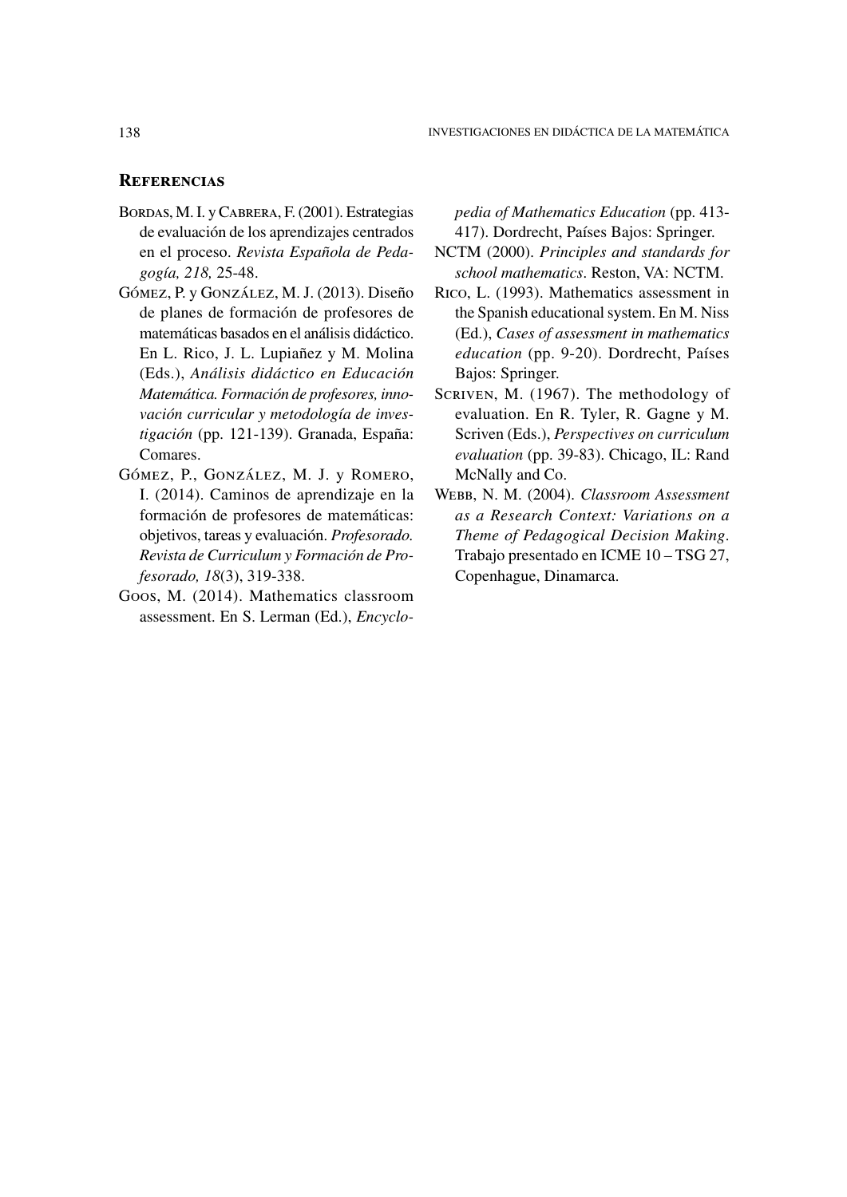## Referencias

Bordas, M. I. y Cabrera, F. (2001). Estrategias de evaluación de los aprendizajes centrados en el proceso. *Revista Española de Pedagogía, 218,* 25-48.

Gómez, P. y González, M. J. (2013). Diseño de planes de formación de profesores de matemáticas basados en el análisis didáctico. En L. Rico, J. L. Lupiañez y M. Molina (Eds.), *Análisis didáctico en Educación Matemática. Formación de profesores, innovación curricular y metodología de investigación* (pp. 121-139). Granada, España: Comares.

Gómez, P., González, M. J. y Romero, I. (2014). Caminos de aprendizaje en la formación de profesores de matemáticas: objetivos, tareas y evaluación. *Profesorado. Revista de Curriculum y Formación de Profesorado, 18*(3), 319-338.

Goos, M. (2014). Mathematics classroom assessment. En S. Lerman (Ed.), *Encyclopedia of Mathematics Education* (pp. 413-417). Dordrecht, Países Bajos: Springer.

NCTM (2000). *Principles and standards for school mathematics*. Reston, VA: NCTM.

Rico, L. (1993). Mathematics assessment in the Spanish educational system. En M. Niss (Ed.), *Cases of assessment in mathematics education* (pp. 9-20). Dordrecht, Países Bajos: Springer.

Scriven, M. (1967). The methodology of evaluation. En R. Tyler, R. Gagne y M. Scriven (Eds.), *Perspectives on curriculum evaluation* (pp. 39-83). Chicago, IL: Rand McNally and Co.

Webb, N. M. (2004). *Classroom Assessment as a Research Context: Variations on a Theme of Pedagogical Decision Making*. Trabajo presentado en ICME 10 – TSG 27, Copenhague, Dinamarca.